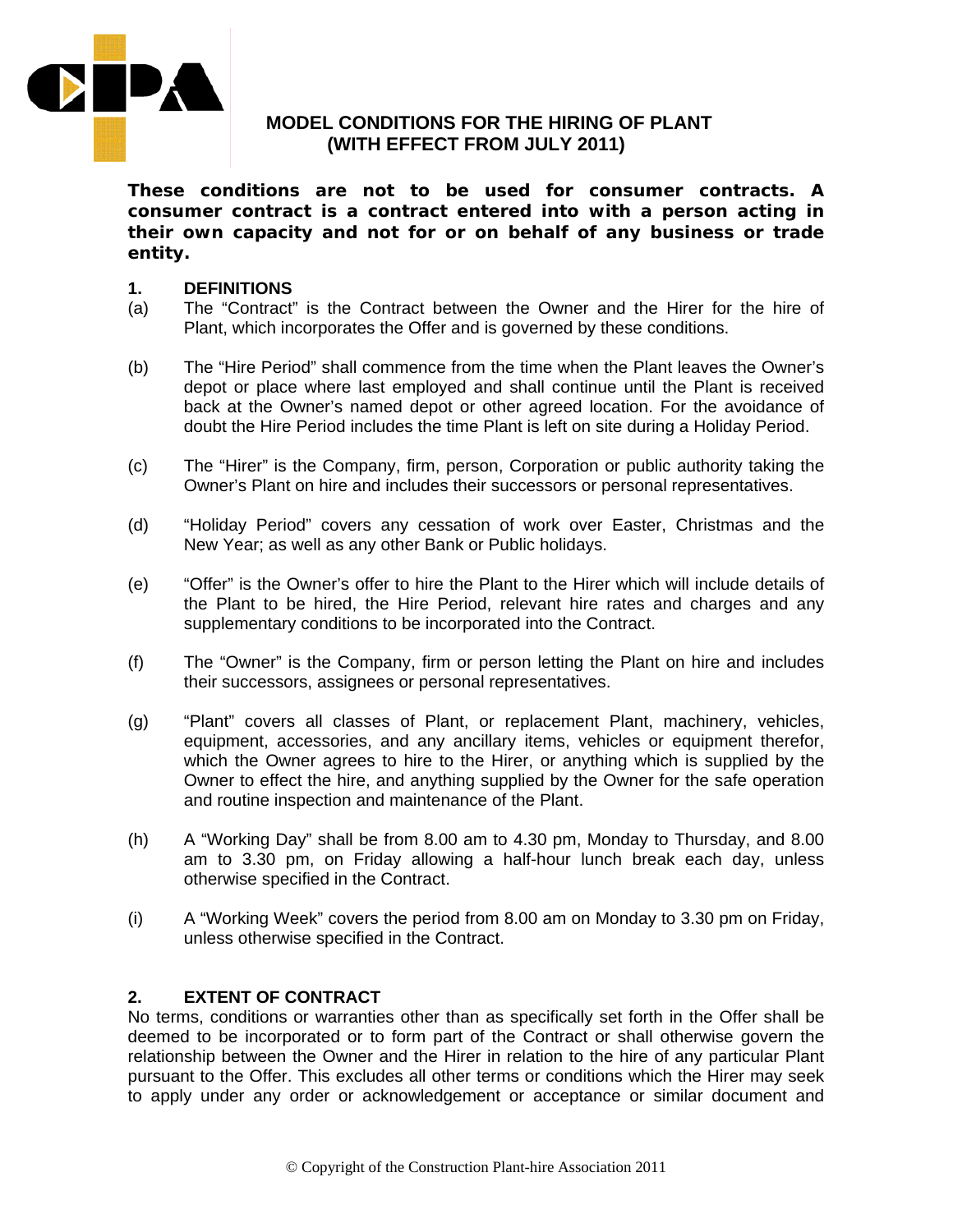# MODEL CONDITIONS FOR THE HIRING OF PLANT
## (WITH EFFECT FROM JULY 2011)

**These conditions are not to be used for consumer contracts. A consumer contract is a contract entered into with a person acting in their own capacity and not for or on behalf of any business or trade entity.**

### 1. DEFINITIONS

(a) The "Contract" is the Contract between the Owner and the Hirer for the hire of Plant, which incorporates the Offer and is governed by these conditions.

(b) The "Hire Period" shall commence from the time when the Plant leaves the Owner's depot or place where last employed and shall continue until the Plant is received back at the Owner's named depot or other agreed location. For the avoidance of doubt the Hire Period includes the time Plant is left on site during a Holiday Period.

(c) The "Hirer" is the Company, firm, person, Corporation or public authority taking the Owner's Plant on hire and includes their successors or personal representatives.

(d) "Holiday Period" covers any cessation of work over Easter, Christmas and the New Year; as well as any other Bank or Public holidays.

(e) "Offer" is the Owner's offer to hire the Plant to the Hirer which will include details of the Plant to be hired, the Hire Period, relevant hire rates and charges and any supplementary conditions to be incorporated into the Contract.

(f) The "Owner" is the Company, firm or person letting the Plant on hire and includes their successors, assignees or personal representatives.

(g) "Plant" covers all classes of Plant, or replacement Plant, machinery, vehicles, equipment, accessories, and any ancillary items, vehicles or equipment therefor, which the Owner agrees to hire to the Hirer, or anything which is supplied by the Owner to effect the hire, and anything supplied by the Owner for the safe operation and routine inspection and maintenance of the Plant.

(h) A "Working Day" shall be from 8.00 am to 4.30 pm, Monday to Thursday, and 8.00 am to 3.30 pm, on Friday allowing a half-hour lunch break each day, unless otherwise specified in the Contract.

(i) A "Working Week" covers the period from 8.00 am on Monday to 3.30 pm on Friday, unless otherwise specified in the Contract.

### 2. EXTENT OF CONTRACT

No terms, conditions or warranties other than as specifically set forth in the Offer shall be deemed to be incorporated or to form part of the Contract or shall otherwise govern the relationship between the Owner and the Hirer in relation to the hire of any particular Plant pursuant to the Offer. This excludes all other terms or conditions which the Hirer may seek to apply under any order or acknowledgement or acceptance or similar document and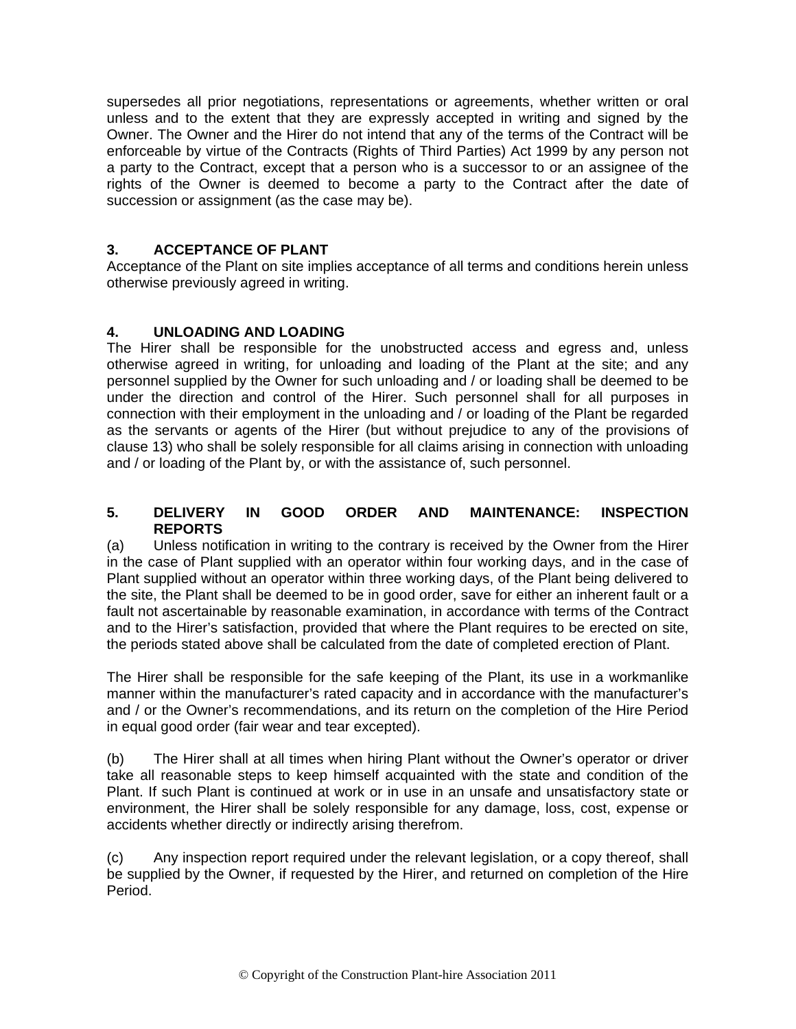supersedes all prior negotiations, representations or agreements, whether written or oral unless and to the extent that they are expressly accepted in writing and signed by the Owner. The Owner and the Hirer do not intend that any of the terms of the Contract will be enforceable by virtue of the Contracts (Rights of Third Parties) Act 1999 by any person not a party to the Contract, except that a person who is a successor to or an assignee of the rights of the Owner is deemed to become a party to the Contract after the date of succession or assignment (as the case may be).

## 3. ACCEPTANCE OF PLANT

Acceptance of the Plant on site implies acceptance of all terms and conditions herein unless otherwise previously agreed in writing.

## 4. UNLOADING AND LOADING

The Hirer shall be responsible for the unobstructed access and egress and, unless otherwise agreed in writing, for unloading and loading of the Plant at the site; and any personnel supplied by the Owner for such unloading and / or loading shall be deemed to be under the direction and control of the Hirer. Such personnel shall for all purposes in connection with their employment in the unloading and / or loading of the Plant be regarded as the servants or agents of the Hirer (but without prejudice to any of the provisions of clause 13) who shall be solely responsible for all claims arising in connection with unloading and / or loading of the Plant by, or with the assistance of, such personnel.

## 5. DELIVERY IN GOOD ORDER AND MAINTENANCE: INSPECTION REPORTS

(a) Unless notification in writing to the contrary is received by the Owner from the Hirer in the case of Plant supplied with an operator within four working days, and in the case of Plant supplied without an operator within three working days, of the Plant being delivered to the site, the Plant shall be deemed to be in good order, save for either an inherent fault or a fault not ascertainable by reasonable examination, in accordance with terms of the Contract and to the Hirer's satisfaction, provided that where the Plant requires to be erected on site, the periods stated above shall be calculated from the date of completed erection of Plant.

The Hirer shall be responsible for the safe keeping of the Plant, its use in a workmanlike manner within the manufacturer's rated capacity and in accordance with the manufacturer's and / or the Owner's recommendations, and its return on the completion of the Hire Period in equal good order (fair wear and tear excepted).

(b) The Hirer shall at all times when hiring Plant without the Owner's operator or driver take all reasonable steps to keep himself acquainted with the state and condition of the Plant. If such Plant is continued at work or in use in an unsafe and unsatisfactory state or environment, the Hirer shall be solely responsible for any damage, loss, cost, expense or accidents whether directly or indirectly arising therefrom.

(c) Any inspection report required under the relevant legislation, or a copy thereof, shall be supplied by the Owner, if requested by the Hirer, and returned on completion of the Hire Period.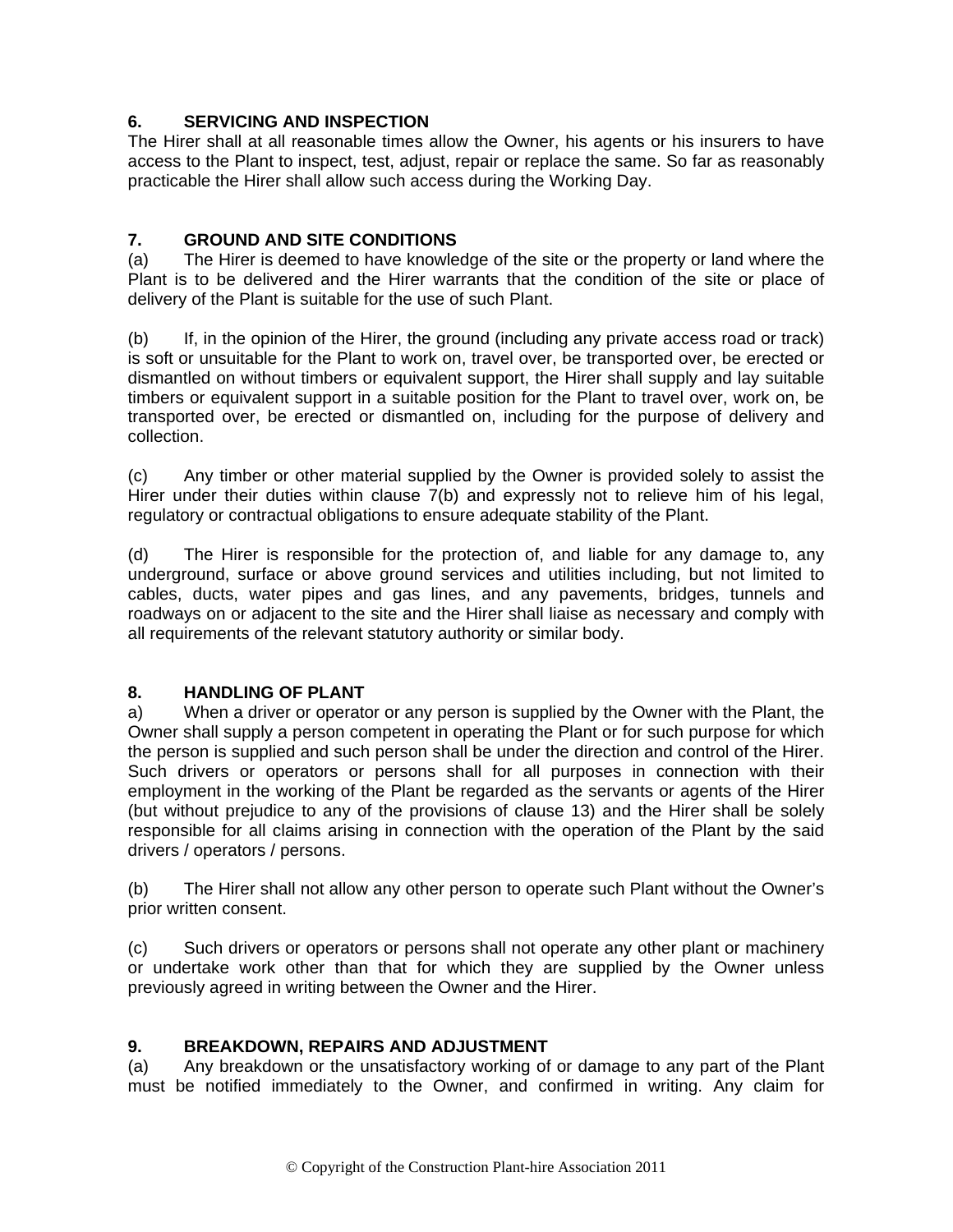## 6. SERVICING AND INSPECTION

The Hirer shall at all reasonable times allow the Owner, his agents or his insurers to have access to the Plant to inspect, test, adjust, repair or replace the same. So far as reasonably practicable the Hirer shall allow such access during the Working Day.

## 7. GROUND AND SITE CONDITIONS

(a) The Hirer is deemed to have knowledge of the site or the property or land where the Plant is to be delivered and the Hirer warrants that the condition of the site or place of delivery of the Plant is suitable for the use of such Plant.

(b) If, in the opinion of the Hirer, the ground (including any private access road or track) is soft or unsuitable for the Plant to work on, travel over, be transported over, be erected or dismantled on without timbers or equivalent support, the Hirer shall supply and lay suitable timbers or equivalent support in a suitable position for the Plant to travel over, work on, be transported over, be erected or dismantled on, including for the purpose of delivery and collection.

(c) Any timber or other material supplied by the Owner is provided solely to assist the Hirer under their duties within clause 7(b) and expressly not to relieve him of his legal, regulatory or contractual obligations to ensure adequate stability of the Plant.

(d) The Hirer is responsible for the protection of, and liable for any damage to, any underground, surface or above ground services and utilities including, but not limited to cables, ducts, water pipes and gas lines, and any pavements, bridges, tunnels and roadways on or adjacent to the site and the Hirer shall liaise as necessary and comply with all requirements of the relevant statutory authority or similar body.

## 8. HANDLING OF PLANT

a) When a driver or operator or any person is supplied by the Owner with the Plant, the Owner shall supply a person competent in operating the Plant or for such purpose for which the person is supplied and such person shall be under the direction and control of the Hirer. Such drivers or operators or persons shall for all purposes in connection with their employment in the working of the Plant be regarded as the servants or agents of the Hirer (but without prejudice to any of the provisions of clause 13) and the Hirer shall be solely responsible for all claims arising in connection with the operation of the Plant by the said drivers / operators / persons.

(b) The Hirer shall not allow any other person to operate such Plant without the Owner's prior written consent.

(c) Such drivers or operators or persons shall not operate any other plant or machinery or undertake work other than that for which they are supplied by the Owner unless previously agreed in writing between the Owner and the Hirer.

## 9. BREAKDOWN, REPAIRS AND ADJUSTMENT

(a) Any breakdown or the unsatisfactory working of or damage to any part of the Plant must be notified immediately to the Owner, and confirmed in writing. Any claim for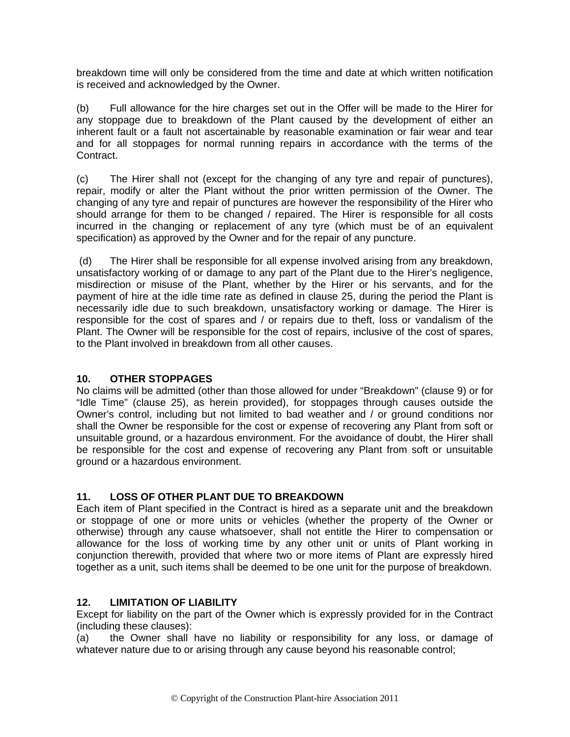breakdown time will only be considered from the time and date at which written notification is received and acknowledged by the Owner.

(b) Full allowance for the hire charges set out in the Offer will be made to the Hirer for any stoppage due to breakdown of the Plant caused by the development of either an inherent fault or a fault not ascertainable by reasonable examination or fair wear and tear and for all stoppages for normal running repairs in accordance with the terms of the Contract.

(c) The Hirer shall not (except for the changing of any tyre and repair of punctures), repair, modify or alter the Plant without the prior written permission of the Owner. The changing of any tyre and repair of punctures are however the responsibility of the Hirer who should arrange for them to be changed / repaired. The Hirer is responsible for all costs incurred in the changing or replacement of any tyre (which must be of an equivalent specification) as approved by the Owner and for the repair of any puncture.

(d) The Hirer shall be responsible for all expense involved arising from any breakdown, unsatisfactory working of or damage to any part of the Plant due to the Hirer's negligence, misdirection or misuse of the Plant, whether by the Hirer or his servants, and for the payment of hire at the idle time rate as defined in clause 25, during the period the Plant is necessarily idle due to such breakdown, unsatisfactory working or damage. The Hirer is responsible for the cost of spares and / or repairs due to theft, loss or vandalism of the Plant. The Owner will be responsible for the cost of repairs, inclusive of the cost of spares, to the Plant involved in breakdown from all other causes.

## 10. OTHER STOPPAGES

No claims will be admitted (other than those allowed for under "Breakdown" (clause 9) or for "Idle Time" (clause 25), as herein provided), for stoppages through causes outside the Owner's control, including but not limited to bad weather and / or ground conditions nor shall the Owner be responsible for the cost or expense of recovering any Plant from soft or unsuitable ground, or a hazardous environment. For the avoidance of doubt, the Hirer shall be responsible for the cost and expense of recovering any Plant from soft or unsuitable ground or a hazardous environment.

## 11. LOSS OF OTHER PLANT DUE TO BREAKDOWN

Each item of Plant specified in the Contract is hired as a separate unit and the breakdown or stoppage of one or more units or vehicles (whether the property of the Owner or otherwise) through any cause whatsoever, shall not entitle the Hirer to compensation or allowance for the loss of working time by any other unit or units of Plant working in conjunction therewith, provided that where two or more items of Plant are expressly hired together as a unit, such items shall be deemed to be one unit for the purpose of breakdown.

## 12. LIMITATION OF LIABILITY

Except for liability on the part of the Owner which is expressly provided for in the Contract (including these clauses):

(a) the Owner shall have no liability or responsibility for any loss, or damage of whatever nature due to or arising through any cause beyond his reasonable control;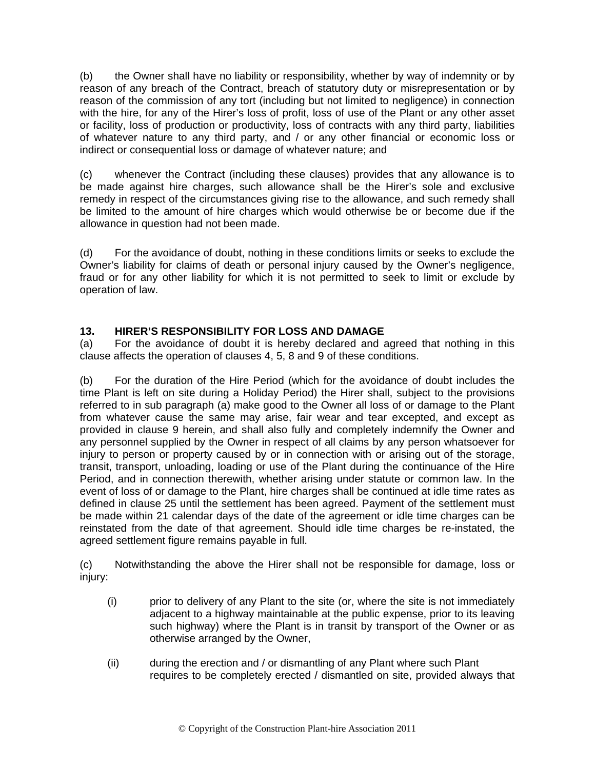(b) the Owner shall have no liability or responsibility, whether by way of indemnity or by reason of any breach of the Contract, breach of statutory duty or misrepresentation or by reason of the commission of any tort (including but not limited to negligence) in connection with the hire, for any of the Hirer's loss of profit, loss of use of the Plant or any other asset or facility, loss of production or productivity, loss of contracts with any third party, liabilities of whatever nature to any third party, and / or any other financial or economic loss or indirect or consequential loss or damage of whatever nature; and

(c) whenever the Contract (including these clauses) provides that any allowance is to be made against hire charges, such allowance shall be the Hirer's sole and exclusive remedy in respect of the circumstances giving rise to the allowance, and such remedy shall be limited to the amount of hire charges which would otherwise be or become due if the allowance in question had not been made.

(d) For the avoidance of doubt, nothing in these conditions limits or seeks to exclude the Owner's liability for claims of death or personal injury caused by the Owner's negligence, fraud or for any other liability for which it is not permitted to seek to limit or exclude by operation of law.

**13. HIRER'S RESPONSIBILITY FOR LOSS AND DAMAGE**

(a) For the avoidance of doubt it is hereby declared and agreed that nothing in this clause affects the operation of clauses 4, 5, 8 and 9 of these conditions.

(b) For the duration of the Hire Period (which for the avoidance of doubt includes the time Plant is left on site during a Holiday Period) the Hirer shall, subject to the provisions referred to in sub paragraph (a) make good to the Owner all loss of or damage to the Plant from whatever cause the same may arise, fair wear and tear excepted, and except as provided in clause 9 herein, and shall also fully and completely indemnify the Owner and any personnel supplied by the Owner in respect of all claims by any person whatsoever for injury to person or property caused by or in connection with or arising out of the storage, transit, transport, unloading, loading or use of the Plant during the continuance of the Hire Period, and in connection therewith, whether arising under statute or common law. In the event of loss of or damage to the Plant, hire charges shall be continued at idle time rates as defined in clause 25 until the settlement has been agreed. Payment of the settlement must be made within 21 calendar days of the date of the agreement or idle time charges can be reinstated from the date of that agreement. Should idle time charges be re-instated, the agreed settlement figure remains payable in full.

(c) Notwithstanding the above the Hirer shall not be responsible for damage, loss or injury:

(i) prior to delivery of any Plant to the site (or, where the site is not immediately adjacent to a highway maintainable at the public expense, prior to its leaving such highway) where the Plant is in transit by transport of the Owner or as otherwise arranged by the Owner,

(ii) during the erection and / or dismantling of any Plant where such Plant requires to be completely erected / dismantled on site, provided always that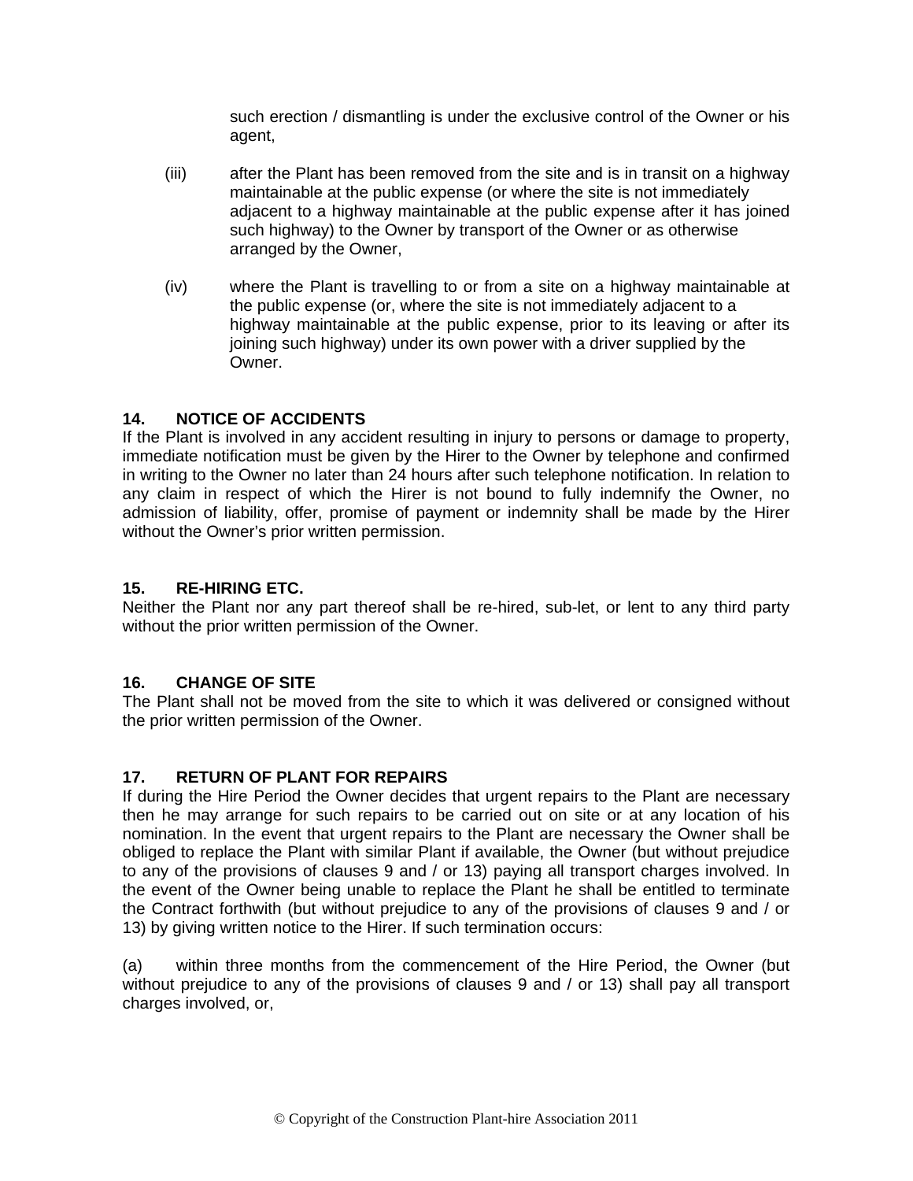such erection / dismantling is under the exclusive control of the Owner or his agent,

(iii) after the Plant has been removed from the site and is in transit on a highway maintainable at the public expense (or where the site is not immediately adjacent to a highway maintainable at the public expense after it has joined such highway) to the Owner by transport of the Owner or as otherwise arranged by the Owner,

(iv) where the Plant is travelling to or from a site on a highway maintainable at the public expense (or, where the site is not immediately adjacent to a highway maintainable at the public expense, prior to its leaving or after its joining such highway) under its own power with a driver supplied by the Owner.

**14. NOTICE OF ACCIDENTS**

If the Plant is involved in any accident resulting in injury to persons or damage to property, immediate notification must be given by the Hirer to the Owner by telephone and confirmed in writing to the Owner no later than 24 hours after such telephone notification. In relation to any claim in respect of which the Hirer is not bound to fully indemnify the Owner, no admission of liability, offer, promise of payment or indemnity shall be made by the Hirer without the Owner's prior written permission.

**15. RE-HIRING ETC.**

Neither the Plant nor any part thereof shall be re-hired, sub-let, or lent to any third party without the prior written permission of the Owner.

**16. CHANGE OF SITE**

The Plant shall not be moved from the site to which it was delivered or consigned without the prior written permission of the Owner.

**17. RETURN OF PLANT FOR REPAIRS**

If during the Hire Period the Owner decides that urgent repairs to the Plant are necessary then he may arrange for such repairs to be carried out on site or at any location of his nomination. In the event that urgent repairs to the Plant are necessary the Owner shall be obliged to replace the Plant with similar Plant if available, the Owner (but without prejudice to any of the provisions of clauses 9 and / or 13) paying all transport charges involved. In the event of the Owner being unable to replace the Plant he shall be entitled to terminate the Contract forthwith (but without prejudice to any of the provisions of clauses 9 and / or 13) by giving written notice to the Hirer. If such termination occurs:

(a) within three months from the commencement of the Hire Period, the Owner (but without prejudice to any of the provisions of clauses 9 and / or 13) shall pay all transport charges involved, or,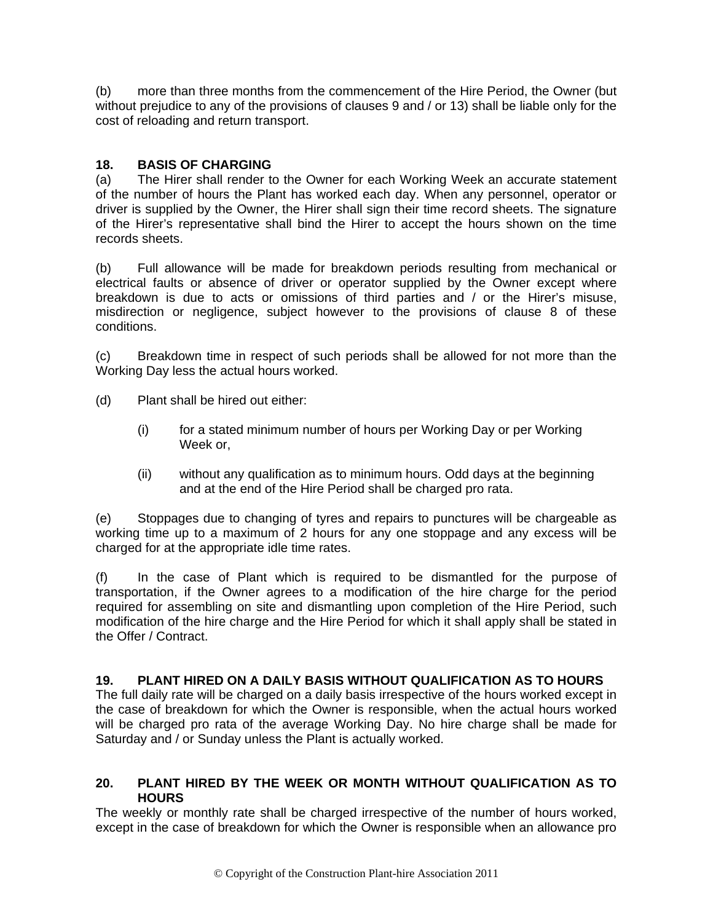(b) more than three months from the commencement of the Hire Period, the Owner (but without prejudice to any of the provisions of clauses 9 and / or 13) shall be liable only for the cost of reloading and return transport.

## 18. BASIS OF CHARGING

(a) The Hirer shall render to the Owner for each Working Week an accurate statement of the number of hours the Plant has worked each day. When any personnel, operator or driver is supplied by the Owner, the Hirer shall sign their time record sheets. The signature of the Hirer's representative shall bind the Hirer to accept the hours shown on the time records sheets.

(b) Full allowance will be made for breakdown periods resulting from mechanical or electrical faults or absence of driver or operator supplied by the Owner except where breakdown is due to acts or omissions of third parties and / or the Hirer's misuse, misdirection or negligence, subject however to the provisions of clause 8 of these conditions.

(c) Breakdown time in respect of such periods shall be allowed for not more than the Working Day less the actual hours worked.

(d) Plant shall be hired out either:

- (i) for a stated minimum number of hours per Working Day or per Working Week or,
- (ii) without any qualification as to minimum hours. Odd days at the beginning and at the end of the Hire Period shall be charged pro rata.

(e) Stoppages due to changing of tyres and repairs to punctures will be chargeable as working time up to a maximum of 2 hours for any one stoppage and any excess will be charged for at the appropriate idle time rates.

(f) In the case of Plant which is required to be dismantled for the purpose of transportation, if the Owner agrees to a modification of the hire charge for the period required for assembling on site and dismantling upon completion of the Hire Period, such modification of the hire charge and the Hire Period for which it shall apply shall be stated in the Offer / Contract.

## 19. PLANT HIRED ON A DAILY BASIS WITHOUT QUALIFICATION AS TO HOURS

The full daily rate will be charged on a daily basis irrespective of the hours worked except in the case of breakdown for which the Owner is responsible, when the actual hours worked will be charged pro rata of the average Working Day. No hire charge shall be made for Saturday and / or Sunday unless the Plant is actually worked.

## 20. PLANT HIRED BY THE WEEK OR MONTH WITHOUT QUALIFICATION AS TO HOURS

The weekly or monthly rate shall be charged irrespective of the number of hours worked, except in the case of breakdown for which the Owner is responsible when an allowance pro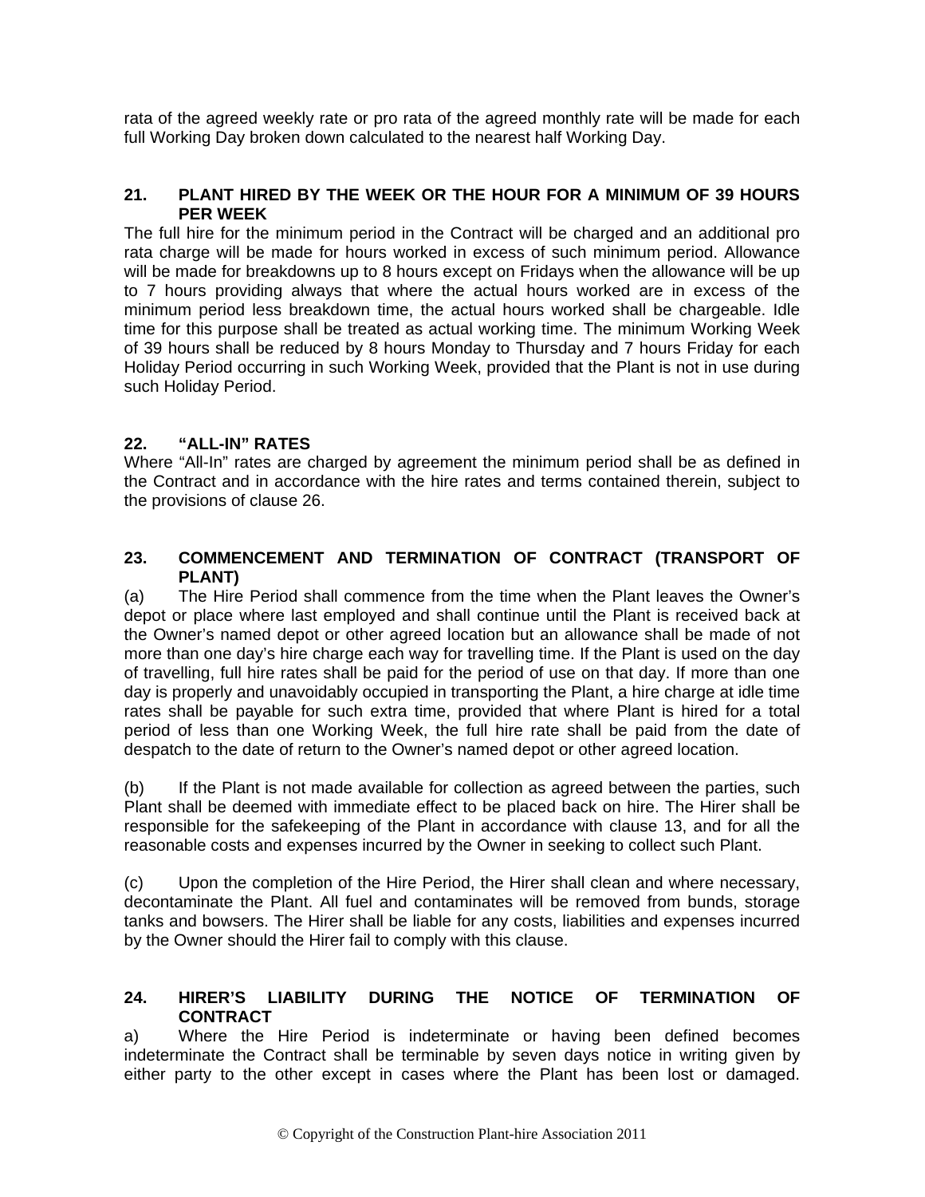rata of the agreed weekly rate or pro rata of the agreed monthly rate will be made for each full Working Day broken down calculated to the nearest half Working Day.

## 21. PLANT HIRED BY THE WEEK OR THE HOUR FOR A MINIMUM OF 39 HOURS PER WEEK

The full hire for the minimum period in the Contract will be charged and an additional pro rata charge will be made for hours worked in excess of such minimum period. Allowance will be made for breakdowns up to 8 hours except on Fridays when the allowance will be up to 7 hours providing always that where the actual hours worked are in excess of the minimum period less breakdown time, the actual hours worked shall be chargeable. Idle time for this purpose shall be treated as actual working time. The minimum Working Week of 39 hours shall be reduced by 8 hours Monday to Thursday and 7 hours Friday for each Holiday Period occurring in such Working Week, provided that the Plant is not in use during such Holiday Period.

## 22. "ALL-IN" RATES

Where "All-In" rates are charged by agreement the minimum period shall be as defined in the Contract and in accordance with the hire rates and terms contained therein, subject to the provisions of clause 26.

## 23. COMMENCEMENT AND TERMINATION OF CONTRACT (TRANSPORT OF PLANT)

(a) The Hire Period shall commence from the time when the Plant leaves the Owner's depot or place where last employed and shall continue until the Plant is received back at the Owner's named depot or other agreed location but an allowance shall be made of not more than one day's hire charge each way for travelling time. If the Plant is used on the day of travelling, full hire rates shall be paid for the period of use on that day. If more than one day is properly and unavoidably occupied in transporting the Plant, a hire charge at idle time rates shall be payable for such extra time, provided that where Plant is hired for a total period of less than one Working Week, the full hire rate shall be paid from the date of despatch to the date of return to the Owner's named depot or other agreed location.

(b) If the Plant is not made available for collection as agreed between the parties, such Plant shall be deemed with immediate effect to be placed back on hire. The Hirer shall be responsible for the safekeeping of the Plant in accordance with clause 13, and for all the reasonable costs and expenses incurred by the Owner in seeking to collect such Plant.

(c) Upon the completion of the Hire Period, the Hirer shall clean and where necessary, decontaminate the Plant. All fuel and contaminates will be removed from bunds, storage tanks and bowsers. The Hirer shall be liable for any costs, liabilities and expenses incurred by the Owner should the Hirer fail to comply with this clause.

## 24. HIRER'S LIABILITY DURING THE NOTICE OF TERMINATION OF CONTRACT

a) Where the Hire Period is indeterminate or having been defined becomes indeterminate the Contract shall be terminable by seven days notice in writing given by either party to the other except in cases where the Plant has been lost or damaged.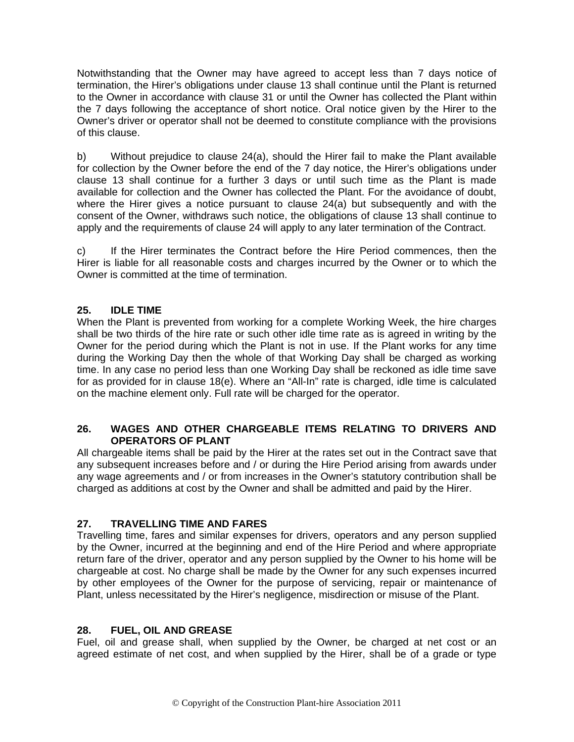Notwithstanding that the Owner may have agreed to accept less than 7 days notice of termination, the Hirer's obligations under clause 13 shall continue until the Plant is returned to the Owner in accordance with clause 31 or until the Owner has collected the Plant within the 7 days following the acceptance of short notice. Oral notice given by the Hirer to the Owner's driver or operator shall not be deemed to constitute compliance with the provisions of this clause.

b) Without prejudice to clause 24(a), should the Hirer fail to make the Plant available for collection by the Owner before the end of the 7 day notice, the Hirer's obligations under clause 13 shall continue for a further 3 days or until such time as the Plant is made available for collection and the Owner has collected the Plant. For the avoidance of doubt, where the Hirer gives a notice pursuant to clause 24(a) but subsequently and with the consent of the Owner, withdraws such notice, the obligations of clause 13 shall continue to apply and the requirements of clause 24 will apply to any later termination of the Contract.

c) If the Hirer terminates the Contract before the Hire Period commences, then the Hirer is liable for all reasonable costs and charges incurred by the Owner or to which the Owner is committed at the time of termination.

## 25. IDLE TIME

When the Plant is prevented from working for a complete Working Week, the hire charges shall be two thirds of the hire rate or such other idle time rate as is agreed in writing by the Owner for the period during which the Plant is not in use. If the Plant works for any time during the Working Day then the whole of that Working Day shall be charged as working time. In any case no period less than one Working Day shall be reckoned as idle time save for as provided for in clause 18(e). Where an "All-In" rate is charged, idle time is calculated on the machine element only. Full rate will be charged for the operator.

## 26. WAGES AND OTHER CHARGEABLE ITEMS RELATING TO DRIVERS AND OPERATORS OF PLANT

All chargeable items shall be paid by the Hirer at the rates set out in the Contract save that any subsequent increases before and / or during the Hire Period arising from awards under any wage agreements and / or from increases in the Owner's statutory contribution shall be charged as additions at cost by the Owner and shall be admitted and paid by the Hirer.

## 27. TRAVELLING TIME AND FARES

Travelling time, fares and similar expenses for drivers, operators and any person supplied by the Owner, incurred at the beginning and end of the Hire Period and where appropriate return fare of the driver, operator and any person supplied by the Owner to his home will be chargeable at cost. No charge shall be made by the Owner for any such expenses incurred by other employees of the Owner for the purpose of servicing, repair or maintenance of Plant, unless necessitated by the Hirer's negligence, misdirection or misuse of the Plant.

## 28. FUEL, OIL AND GREASE

Fuel, oil and grease shall, when supplied by the Owner, be charged at net cost or an agreed estimate of net cost, and when supplied by the Hirer, shall be of a grade or type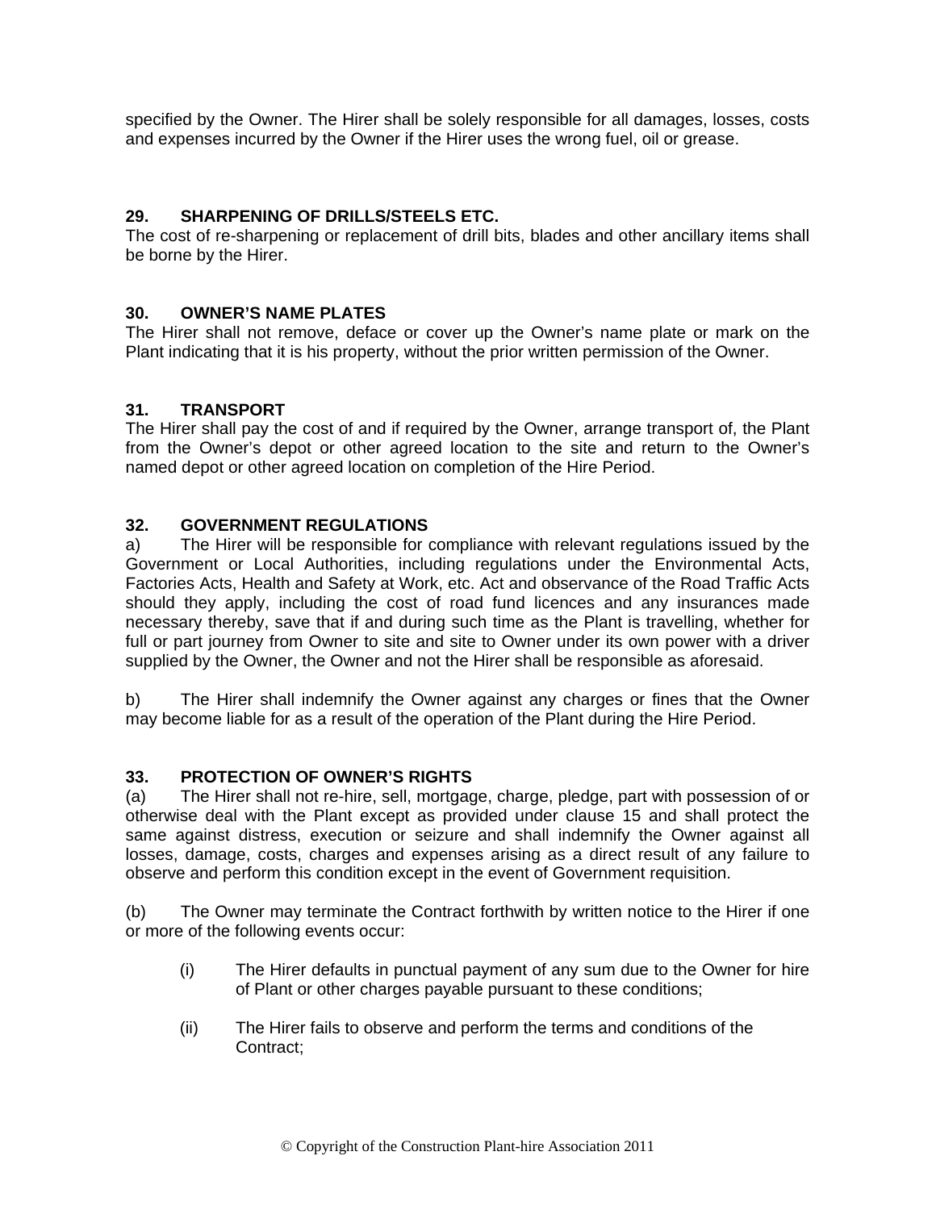specified by the Owner. The Hirer shall be solely responsible for all damages, losses, costs and expenses incurred by the Owner if the Hirer uses the wrong fuel, oil or grease.

## 29. SHARPENING OF DRILLS/STEELS ETC.

The cost of re-sharpening or replacement of drill bits, blades and other ancillary items shall be borne by the Hirer.

## 30. OWNER'S NAME PLATES

The Hirer shall not remove, deface or cover up the Owner's name plate or mark on the Plant indicating that it is his property, without the prior written permission of the Owner.

## 31. TRANSPORT

The Hirer shall pay the cost of and if required by the Owner, arrange transport of, the Plant from the Owner's depot or other agreed location to the site and return to the Owner's named depot or other agreed location on completion of the Hire Period.

## 32. GOVERNMENT REGULATIONS

a) The Hirer will be responsible for compliance with relevant regulations issued by the Government or Local Authorities, including regulations under the Environmental Acts, Factories Acts, Health and Safety at Work, etc. Act and observance of the Road Traffic Acts should they apply, including the cost of road fund licences and any insurances made necessary thereby, save that if and during such time as the Plant is travelling, whether for full or part journey from Owner to site and site to Owner under its own power with a driver supplied by the Owner, the Owner and not the Hirer shall be responsible as aforesaid.

b) The Hirer shall indemnify the Owner against any charges or fines that the Owner may become liable for as a result of the operation of the Plant during the Hire Period.

## 33. PROTECTION OF OWNER'S RIGHTS

(a) The Hirer shall not re-hire, sell, mortgage, charge, pledge, part with possession of or otherwise deal with the Plant except as provided under clause 15 and shall protect the same against distress, execution or seizure and shall indemnify the Owner against all losses, damage, costs, charges and expenses arising as a direct result of any failure to observe and perform this condition except in the event of Government requisition.

(b) The Owner may terminate the Contract forthwith by written notice to the Hirer if one or more of the following events occur:

- (i) The Hirer defaults in punctual payment of any sum due to the Owner for hire of Plant or other charges payable pursuant to these conditions;
- (ii) The Hirer fails to observe and perform the terms and conditions of the Contract;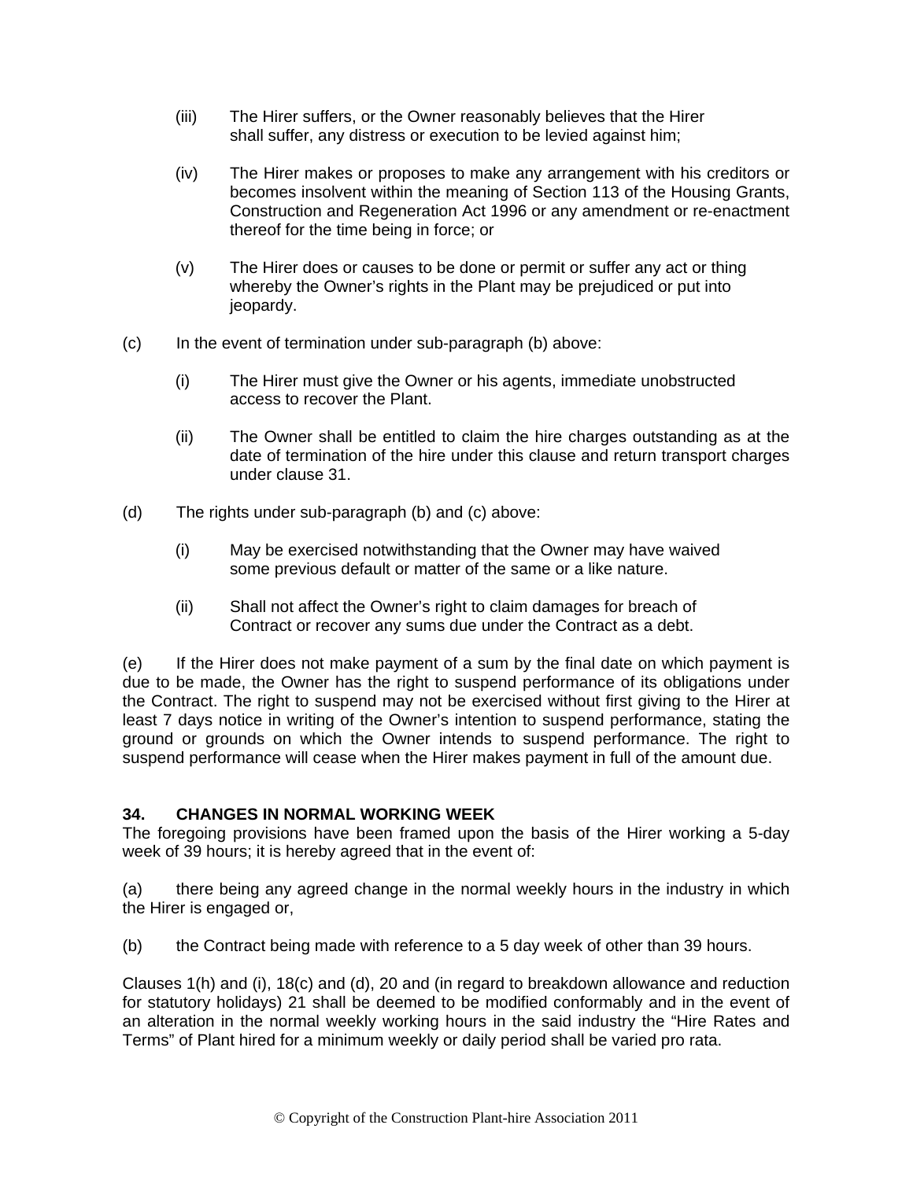(iii) The Hirer suffers, or the Owner reasonably believes that the Hirer shall suffer, any distress or execution to be levied against him;

(iv) The Hirer makes or proposes to make any arrangement with his creditors or becomes insolvent within the meaning of Section 113 of the Housing Grants, Construction and Regeneration Act 1996 or any amendment or re-enactment thereof for the time being in force; or

(v) The Hirer does or causes to be done or permit or suffer any act or thing whereby the Owner's rights in the Plant may be prejudiced or put into jeopardy.

(c) In the event of termination under sub-paragraph (b) above:

(i) The Hirer must give the Owner or his agents, immediate unobstructed access to recover the Plant.

(ii) The Owner shall be entitled to claim the hire charges outstanding as at the date of termination of the hire under this clause and return transport charges under clause 31.

(d) The rights under sub-paragraph (b) and (c) above:

(i) May be exercised notwithstanding that the Owner may have waived some previous default or matter of the same or a like nature.

(ii) Shall not affect the Owner's right to claim damages for breach of Contract or recover any sums due under the Contract as a debt.

(e) If the Hirer does not make payment of a sum by the final date on which payment is due to be made, the Owner has the right to suspend performance of its obligations under the Contract. The right to suspend may not be exercised without first giving to the Hirer at least 7 days notice in writing of the Owner's intention to suspend performance, stating the ground or grounds on which the Owner intends to suspend performance. The right to suspend performance will cease when the Hirer makes payment in full of the amount due.

**34. CHANGES IN NORMAL WORKING WEEK**

The foregoing provisions have been framed upon the basis of the Hirer working a 5-day week of 39 hours; it is hereby agreed that in the event of:

(a) there being any agreed change in the normal weekly hours in the industry in which the Hirer is engaged or,

(b) the Contract being made with reference to a 5 day week of other than 39 hours.

Clauses 1(h) and (i), 18(c) and (d), 20 and (in regard to breakdown allowance and reduction for statutory holidays) 21 shall be deemed to be modified conformably and in the event of an alteration in the normal weekly working hours in the said industry the "Hire Rates and Terms" of Plant hired for a minimum weekly or daily period shall be varied pro rata.

© Copyright of the Construction Plant-hire Association 2011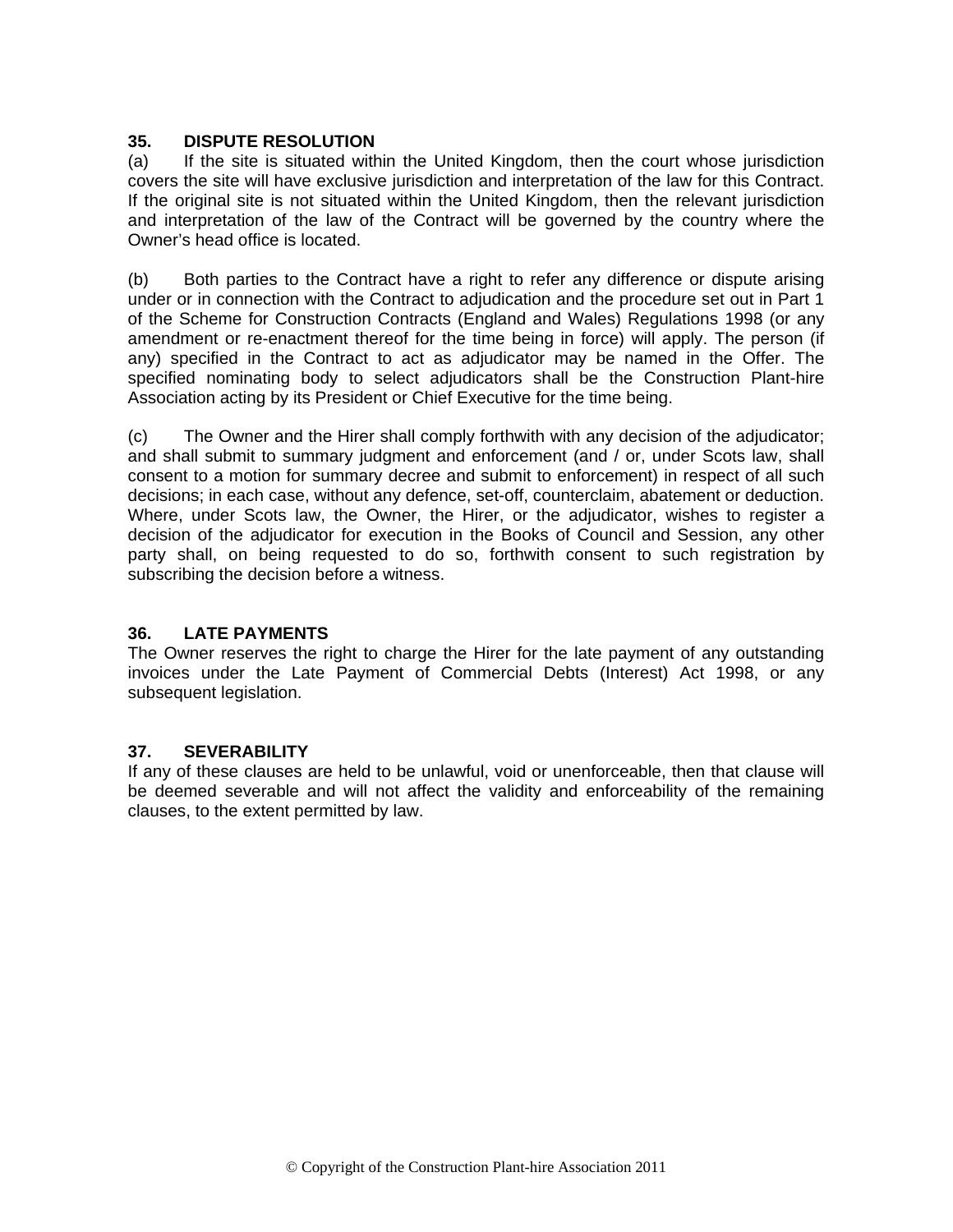## 35. DISPUTE RESOLUTION

(a) If the site is situated within the United Kingdom, then the court whose jurisdiction covers the site will have exclusive jurisdiction and interpretation of the law for this Contract. If the original site is not situated within the United Kingdom, then the relevant jurisdiction and interpretation of the law of the Contract will be governed by the country where the Owner's head office is located.

(b) Both parties to the Contract have a right to refer any difference or dispute arising under or in connection with the Contract to adjudication and the procedure set out in Part 1 of the Scheme for Construction Contracts (England and Wales) Regulations 1998 (or any amendment or re-enactment thereof for the time being in force) will apply. The person (if any) specified in the Contract to act as adjudicator may be named in the Offer. The specified nominating body to select adjudicators shall be the Construction Plant-hire Association acting by its President or Chief Executive for the time being.

(c) The Owner and the Hirer shall comply forthwith with any decision of the adjudicator; and shall submit to summary judgment and enforcement (and / or, under Scots law, shall consent to a motion for summary decree and submit to enforcement) in respect of all such decisions; in each case, without any defence, set-off, counterclaim, abatement or deduction. Where, under Scots law, the Owner, the Hirer, or the adjudicator, wishes to register a decision of the adjudicator for execution in the Books of Council and Session, any other party shall, on being requested to do so, forthwith consent to such registration by subscribing the decision before a witness.

## 36. LATE PAYMENTS

The Owner reserves the right to charge the Hirer for the late payment of any outstanding invoices under the Late Payment of Commercial Debts (Interest) Act 1998, or any subsequent legislation.

## 37. SEVERABILITY

If any of these clauses are held to be unlawful, void or unenforceable, then that clause will be deemed severable and will not affect the validity and enforceability of the remaining clauses, to the extent permitted by law.

© Copyright of the Construction Plant-hire Association 2011